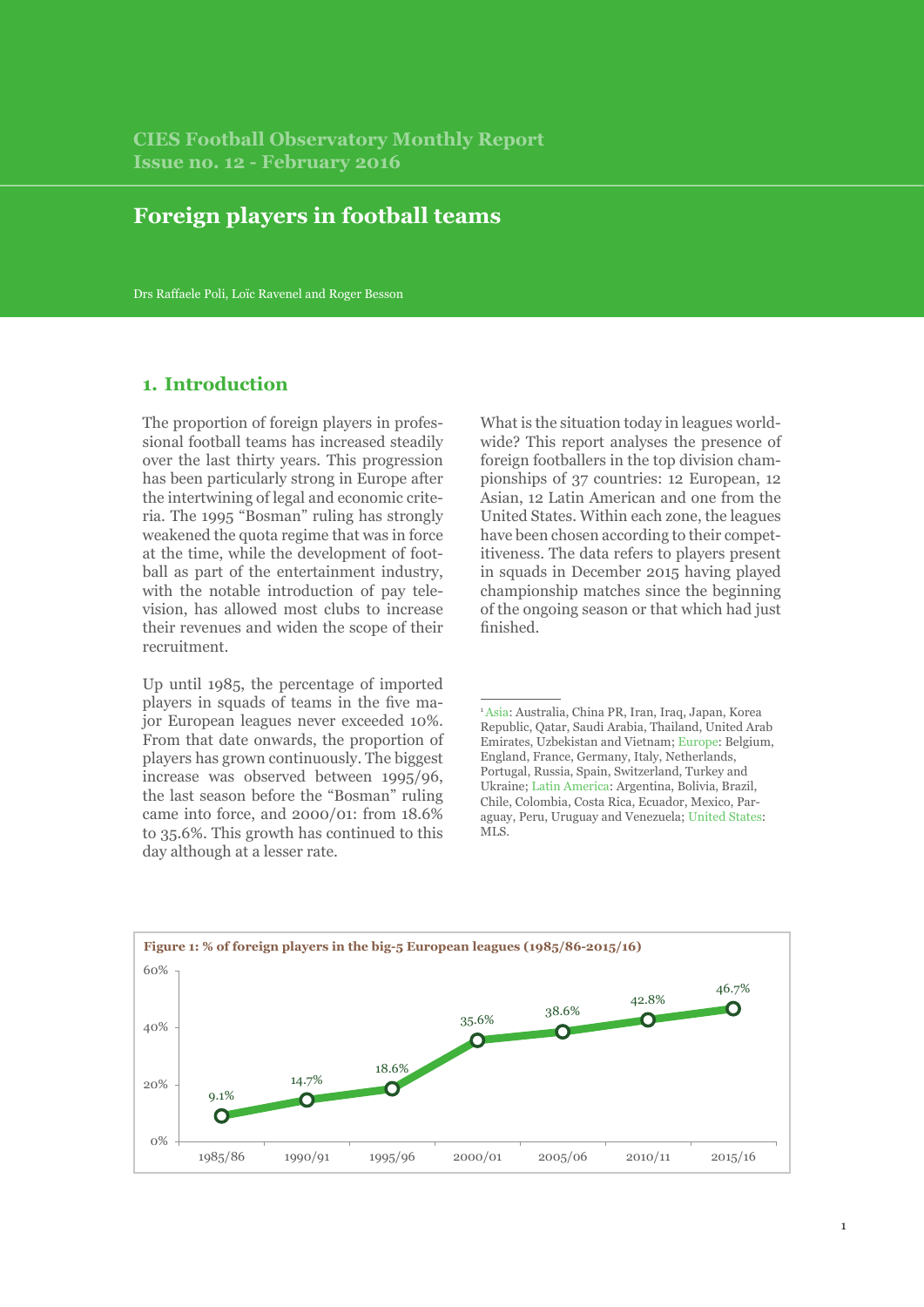CIES Football Observatory Monthly Report
Issue no. 12 - February 2016

# Foreign players in football teams

Drs Raffaele Poli, Loïc Ravenel and Roger Besson

## 1. Introduction

The proportion of foreign players in professional football teams has increased steadily over the last thirty years. This progression has been particularly strong in Europe after the intertwining of legal and economic criteria. The 1995 "Bosman" ruling has strongly weakened the quota regime that was in force at the time, while the development of football as part of the entertainment industry, with the notable introduction of pay television, has allowed most clubs to increase their revenues and widen the scope of their recruitment.

Up until 1985, the percentage of imported players in squads of teams in the five major European leagues never exceeded 10%. From that date onwards, the proportion of players has grown continuously. The biggest increase was observed between 1995/96, the last season before the "Bosman" ruling came into force, and 2000/01: from 18.6% to 35.6%. This growth has continued to this day although at a lesser rate.

What is the situation today in leagues worldwide? This report analyses the presence of foreign footballers in the top division championships of 37 countries: 12 European, 12 Asian, 12 Latin American and one from the United States. Within each zone, the leagues have been chosen according to their competitiveness. The data refers to players present in squads in December 2015 having played championship matches since the beginning of the ongoing season or that which had just finished.

[1] Asia: Australia, China PR, Iran, Iraq, Japan, Korea Republic, Qatar, Saudi Arabia, Thailand, United Arab Emirates, Uzbekistan and Vietnam; Europe: Belgium, England, France, Germany, Italy, Netherlands, Portugal, Russia, Spain, Switzerland, Turkey and Ukraine; Latin America: Argentina, Bolivia, Brazil, Chile, Colombia, Costa Rica, Ecuador, Mexico, Paraguay, Peru, Uruguay and Venezuela; United States: MLS.

**Figure 1: % of foreign players in the big-5 European leagues (1985/86-2015/16)**

| Season | % of foreign players |
|---|---|
| 1985/86 | 9.1% |
| 1990/91 | 14.7% |
| 1995/96 | 18.6% |
| 2000/01 | 35.6% |
| 2005/06 | 38.6% |
| 2010/11 | 42.8% |
| 2015/16 | 46.7% |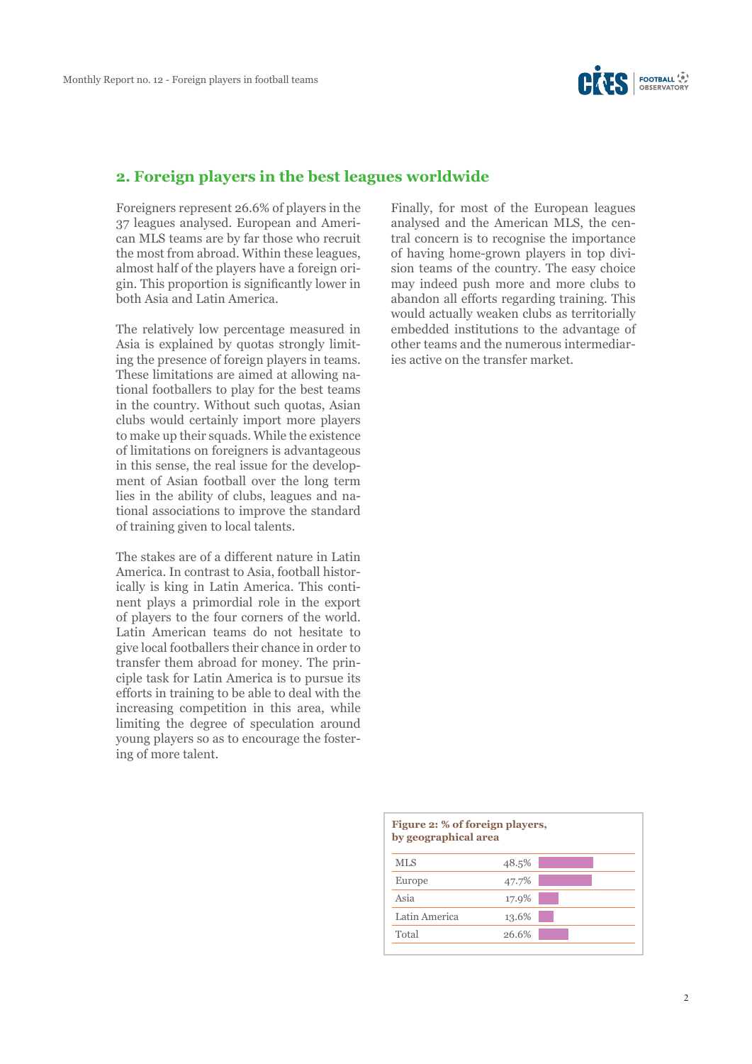## 2. Foreign players in the best leagues worldwide

Foreigners represent 26.6% of players in the 37 leagues analysed. European and American MLS teams are by far those who recruit the most from abroad. Within these leagues, almost half of the players have a foreign origin. This proportion is significantly lower in both Asia and Latin America.

The relatively low percentage measured in Asia is explained by quotas strongly limiting the presence of foreign players in teams. These limitations are aimed at allowing national footballers to play for the best teams in the country. Without such quotas, Asian clubs would certainly import more players to make up their squads. While the existence of limitations on foreigners is advantageous in this sense, the real issue for the development of Asian football over the long term lies in the ability of clubs, leagues and national associations to improve the standard of training given to local talents.

The stakes are of a different nature in Latin America. In contrast to Asia, football historically is king in Latin America. This continent plays a primordial role in the export of players to the four corners of the world. Latin American teams do not hesitate to give local footballers their chance in order to transfer them abroad for money. The principle task for Latin America is to pursue its efforts in training to be able to deal with the increasing competition in this area, while limiting the degree of speculation around young players so as to encourage the fostering of more talent.

Finally, for most of the European leagues analysed and the American MLS, the central concern is to recognise the importance of having home-grown players in top division teams of the country. The easy choice may indeed push more and more clubs to abandon all efforts regarding training. This would actually weaken clubs as territorially embedded institutions to the advantage of other teams and the numerous intermediaries active on the transfer market.

**Figure 2: % of foreign players, by geographical area**

| Area | % |
|---|---|
| MLS | 48.5% |
| Europe | 47.7% |
| Asia | 17.9% |
| Latin America | 13.6% |
| Total | 26.6% |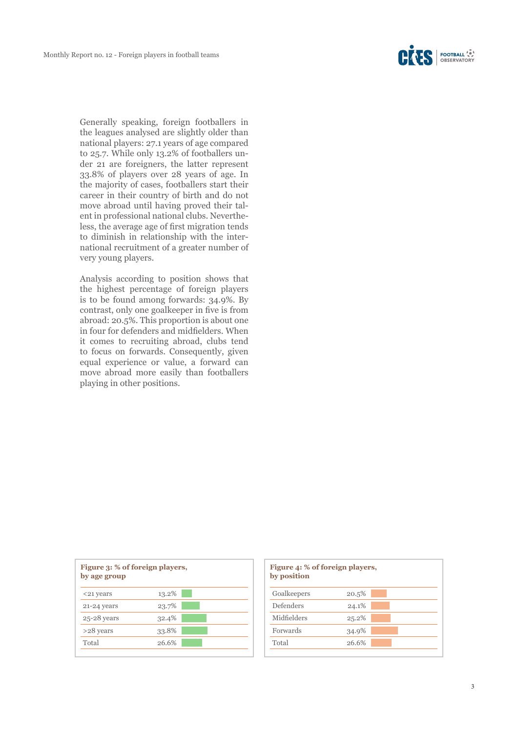Generally speaking, foreign footballers in the leagues analysed are slightly older than national players: 27.1 years of age compared to 25.7. While only 13.2% of footballers under 21 are foreigners, the latter represent 33.8% of players over 28 years of age. In the majority of cases, footballers start their career in their country of birth and do not move abroad until having proved their talent in professional national clubs. Nevertheless, the average age of first migration tends to diminish in relationship with the international recruitment of a greater number of very young players.

Analysis according to position shows that the highest percentage of foreign players is to be found among forwards: 34.9%. By contrast, only one goalkeeper in five is from abroad: 20.5%. This proportion is about one in four for defenders and midfielders. When it comes to recruiting abroad, clubs tend to focus on forwards. Consequently, given equal experience or value, a forward can move abroad more easily than footballers playing in other positions.

**Figure 3: % of foreign players, by age group**

| Age group | % |
|---|---|
| <21 years | 13.2% |
| 21-24 years | 23.7% |
| 25-28 years | 32.4% |
| >28 years | 33.8% |
| Total | 26.6% |

**Figure 4: % of foreign players, by position**

| Position | % |
|---|---|
| Goalkeepers | 20.5% |
| Defenders | 24.1% |
| Midfielders | 25.2% |
| Forwards | 34.9% |
| Total | 26.6% |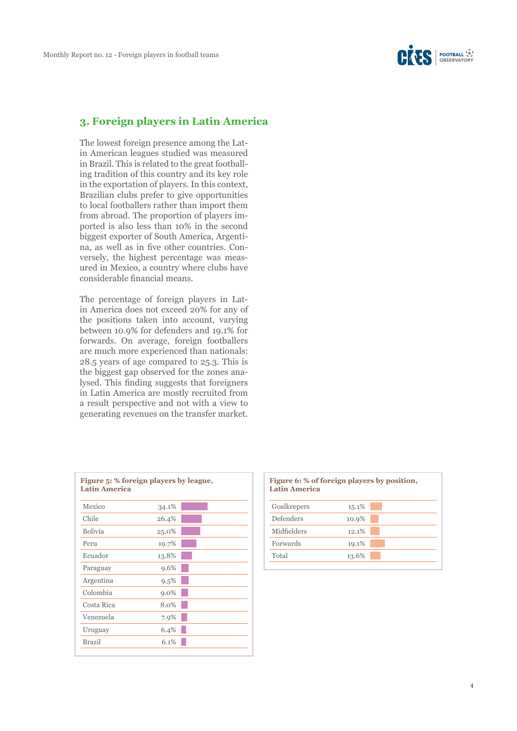## 3. Foreign players in Latin America

The lowest foreign presence among the Latin American leagues studied was measured in Brazil. This is related to the great footballing tradition of this country and its key role in the exportation of players. In this context, Brazilian clubs prefer to give opportunities to local footballers rather than import them from abroad. The proportion of players imported is also less than 10% in the second biggest exporter of South America, Argentina, as well as in five other countries. Conversely, the highest percentage was measured in Mexico, a country where clubs have considerable financial means.

The percentage of foreign players in Latin America does not exceed 20% for any of the positions taken into account, varying between 10.9% for defenders and 19.1% for forwards. On average, foreign footballers are much more experienced than nationals: 28.5 years of age compared to 25.3. This is the biggest gap observed for the zones analysed. This finding suggests that foreigners in Latin America are mostly recruited from a result perspective and not with a view to generating revenues on the transfer market.

**Figure 5: % foreign players by league, Latin America**

| League | % |
|---|---|
| Mexico | 34.1% |
| Chile | 26.4% |
| Bolivia | 25.0% |
| Peru | 19.7% |
| Ecuador | 13.8% |
| Paraguay | 9.6% |
| Argentina | 9.5% |
| Colombia | 9.0% |
| Costa Rica | 8.0% |
| Venezuela | 7.9% |
| Uruguay | 6.4% |
| Brazil | 6.1% |

**Figure 6: % of foreign players by position, Latin America**

| Position | % |
|---|---|
| Goalkeepers | 15.1% |
| Defenders | 10.9% |
| Midfielders | 12.1% |
| Forwards | 19.1% |
| Total | 13.6% |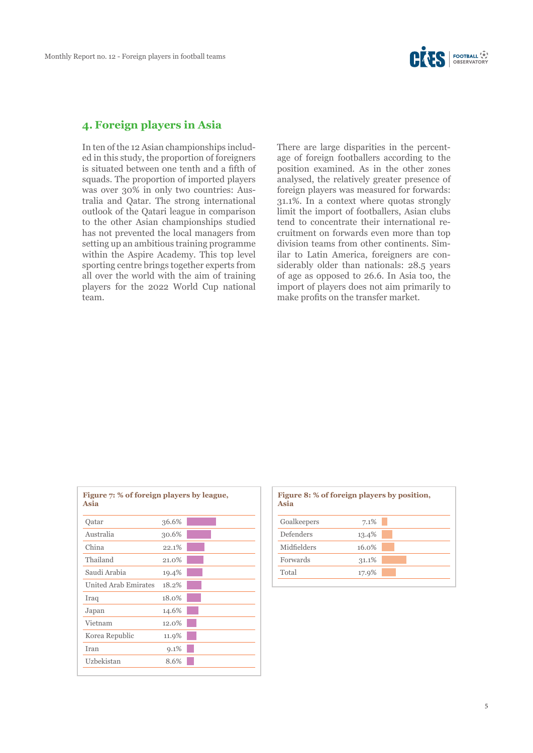## 4. Foreign players in Asia

In ten of the 12 Asian championships included in this study, the proportion of foreigners is situated between one tenth and a fifth of squads. The proportion of imported players was over 30% in only two countries: Australia and Qatar. The strong international outlook of the Qatari league in comparison to the other Asian championships studied has not prevented the local managers from setting up an ambitious training programme within the Aspire Academy. This top level sporting centre brings together experts from all over the world with the aim of training players for the 2022 World Cup national team.

There are large disparities in the percentage of foreign footballers according to the position examined. As in the other zones analysed, the relatively greater presence of foreign players was measured for forwards: 31.1%. In a context where quotas strongly limit the import of footballers, Asian clubs tend to concentrate their international recruitment on forwards even more than top division teams from other continents. Similar to Latin America, foreigners are considerably older than nationals: 28.5 years of age as opposed to 26.6. In Asia too, the import of players does not aim primarily to make profits on the transfer market.

**Figure 7: % of foreign players by league, Asia**

| League | % |
|---|---|
| Qatar | 36.6% |
| Australia | 30.6% |
| China | 22.1% |
| Thailand | 21.0% |
| Saudi Arabia | 19.4% |
| United Arab Emirates | 18.2% |
| Iraq | 18.0% |
| Japan | 14.6% |
| Vietnam | 12.0% |
| Korea Republic | 11.9% |
| Iran | 9.1% |
| Uzbekistan | 8.6% |

**Figure 8: % of foreign players by position, Asia**

| Position | % |
|---|---|
| Goalkeepers | 7.1% |
| Defenders | 13.4% |
| Midfielders | 16.0% |
| Forwards | 31.1% |
| Total | 17.9% |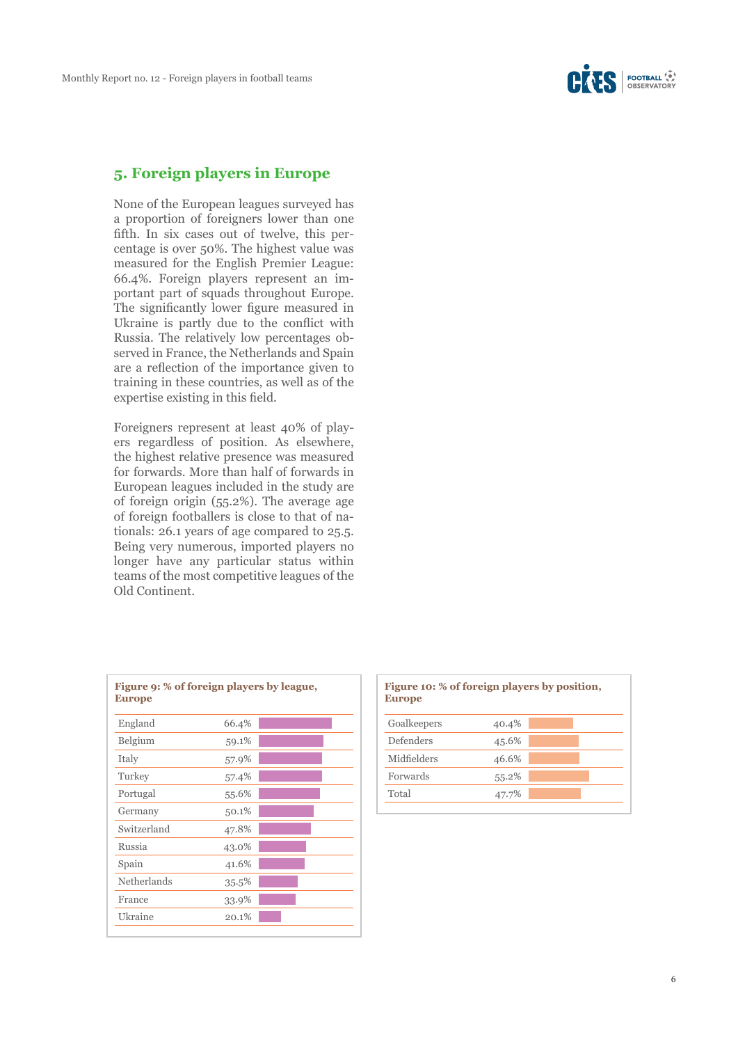## 5. Foreign players in Europe

None of the European leagues surveyed has a proportion of foreigners lower than one fifth. In six cases out of twelve, this percentage is over 50%. The highest value was measured for the English Premier League: 66.4%. Foreign players represent an important part of squads throughout Europe. The significantly lower figure measured in Ukraine is partly due to the conflict with Russia. The relatively low percentages observed in France, the Netherlands and Spain are a reflection of the importance given to training in these countries, as well as of the expertise existing in this field.

Foreigners represent at least 40% of players regardless of position. As elsewhere, the highest relative presence was measured for forwards. More than half of forwards in European leagues included in the study are of foreign origin (55.2%). The average age of foreign footballers is close to that of nationals: 26.1 years of age compared to 25.5. Being very numerous, imported players no longer have any particular status within teams of the most competitive leagues of the Old Continent.

**Figure 9: % of foreign players by league, Europe**

| League | % |
|---|---|
| England | 66.4% |
| Belgium | 59.1% |
| Italy | 57.9% |
| Turkey | 57.4% |
| Portugal | 55.6% |
| Germany | 50.1% |
| Switzerland | 47.8% |
| Russia | 43.0% |
| Spain | 41.6% |
| Netherlands | 35.5% |
| France | 33.9% |
| Ukraine | 20.1% |

**Figure 10: % of foreign players by position, Europe**

| Position | % |
|---|---|
| Goalkeepers | 40.4% |
| Defenders | 45.6% |
| Midfielders | 46.6% |
| Forwards | 55.2% |
| Total | 47.7% |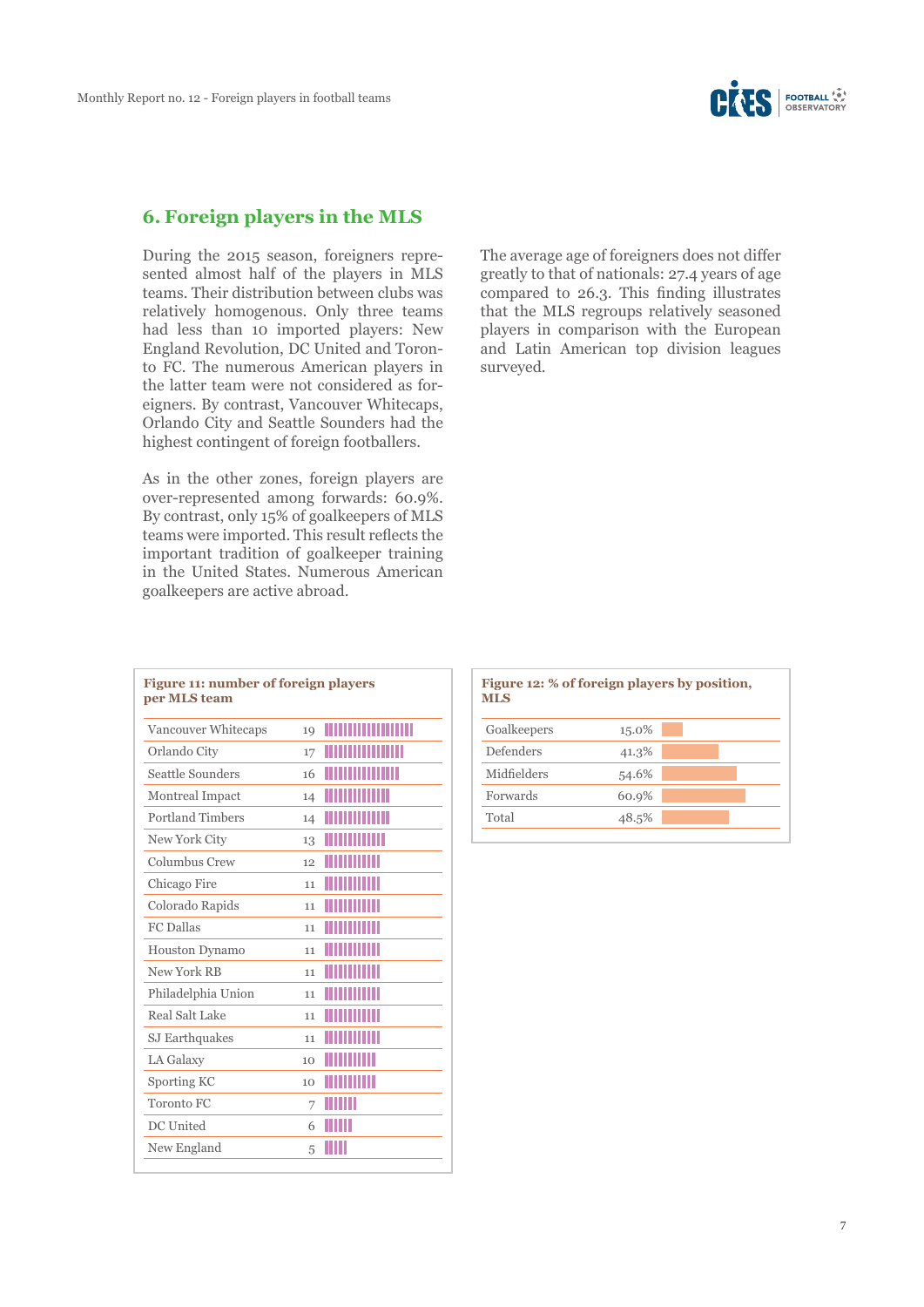## 6. Foreign players in the MLS

During the 2015 season, foreigners represented almost half of the players in MLS teams. Their distribution between clubs was relatively homogenous. Only three teams had less than 10 imported players: New England Revolution, DC United and Toronto FC. The numerous American players in the latter team were not considered as foreigners. By contrast, Vancouver Whitecaps, Orlando City and Seattle Sounders had the highest contingent of foreign footballers.

As in the other zones, foreign players are over-represented among forwards: 60.9%. By contrast, only 15% of goalkeepers of MLS teams were imported. This result reflects the important tradition of goalkeeper training in the United States. Numerous American goalkeepers are active abroad.

The average age of foreigners does not differ greatly to that of nationals: 27.4 years of age compared to 26.3. This finding illustrates that the MLS regroups relatively seasoned players in comparison with the European and Latin American top division leagues surveyed.

**Figure 11: number of foreign players per MLS team**

| Team | Foreign players |
|---|---|
| Vancouver Whitecaps | 19 |
| Orlando City | 17 |
| Seattle Sounders | 16 |
| Montreal Impact | 14 |
| Portland Timbers | 14 |
| New York City | 13 |
| Columbus Crew | 12 |
| Chicago Fire | 11 |
| Colorado Rapids | 11 |
| FC Dallas | 11 |
| Houston Dynamo | 11 |
| New York RB | 11 |
| Philadelphia Union | 11 |
| Real Salt Lake | 11 |
| SJ Earthquakes | 11 |
| LA Galaxy | 10 |
| Sporting KC | 10 |
| Toronto FC | 7 |
| DC United | 6 |
| New England | 5 |

**Figure 12: % of foreign players by position, MLS**

| Position | % |
|---|---|
| Goalkeepers | 15.0% |
| Defenders | 41.3% |
| Midfielders | 54.6% |
| Forwards | 60.9% |
| Total | 48.5% |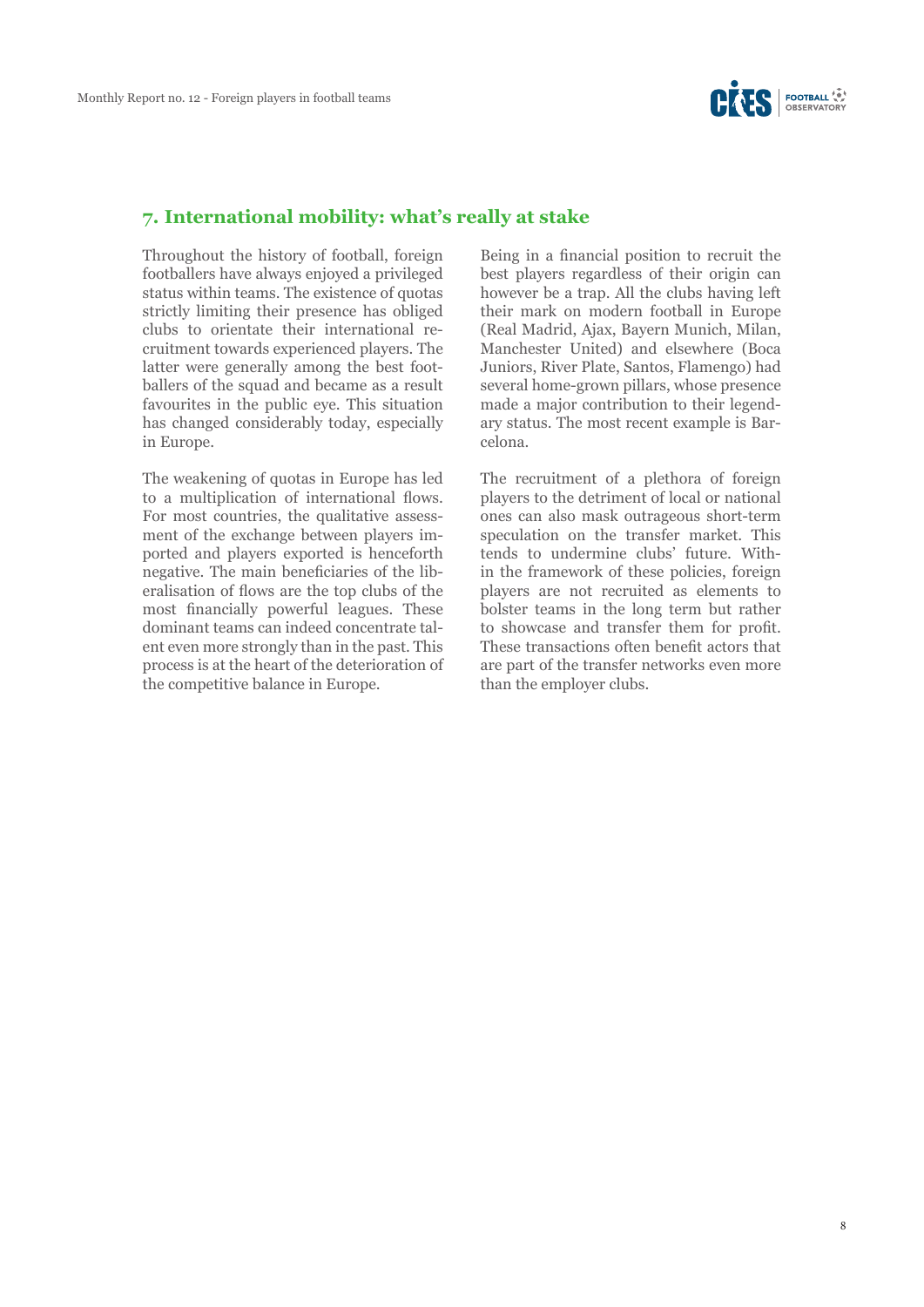## 7. International mobility: what's really at stake

Throughout the history of football, foreign footballers have always enjoyed a privileged status within teams. The existence of quotas strictly limiting their presence has obliged clubs to orientate their international recruitment towards experienced players. The latter were generally among the best footballers of the squad and became as a result favourites in the public eye. This situation has changed considerably today, especially in Europe.

The weakening of quotas in Europe has led to a multiplication of international flows. For most countries, the qualitative assessment of the exchange between players imported and players exported is henceforth negative. The main beneficiaries of the liberalisation of flows are the top clubs of the most financially powerful leagues. These dominant teams can indeed concentrate talent even more strongly than in the past. This process is at the heart of the deterioration of the competitive balance in Europe.

Being in a financial position to recruit the best players regardless of their origin can however be a trap. All the clubs having left their mark on modern football in Europe (Real Madrid, Ajax, Bayern Munich, Milan, Manchester United) and elsewhere (Boca Juniors, River Plate, Santos, Flamengo) had several home-grown pillars, whose presence made a major contribution to their legendary status. The most recent example is Barcelona.

The recruitment of a plethora of foreign players to the detriment of local or national ones can also mask outrageous short-term speculation on the transfer market. This tends to undermine clubs' future. Within the framework of these policies, foreign players are not recruited as elements to bolster teams in the long term but rather to showcase and transfer them for profit. These transactions often benefit actors that are part of the transfer networks even more than the employer clubs.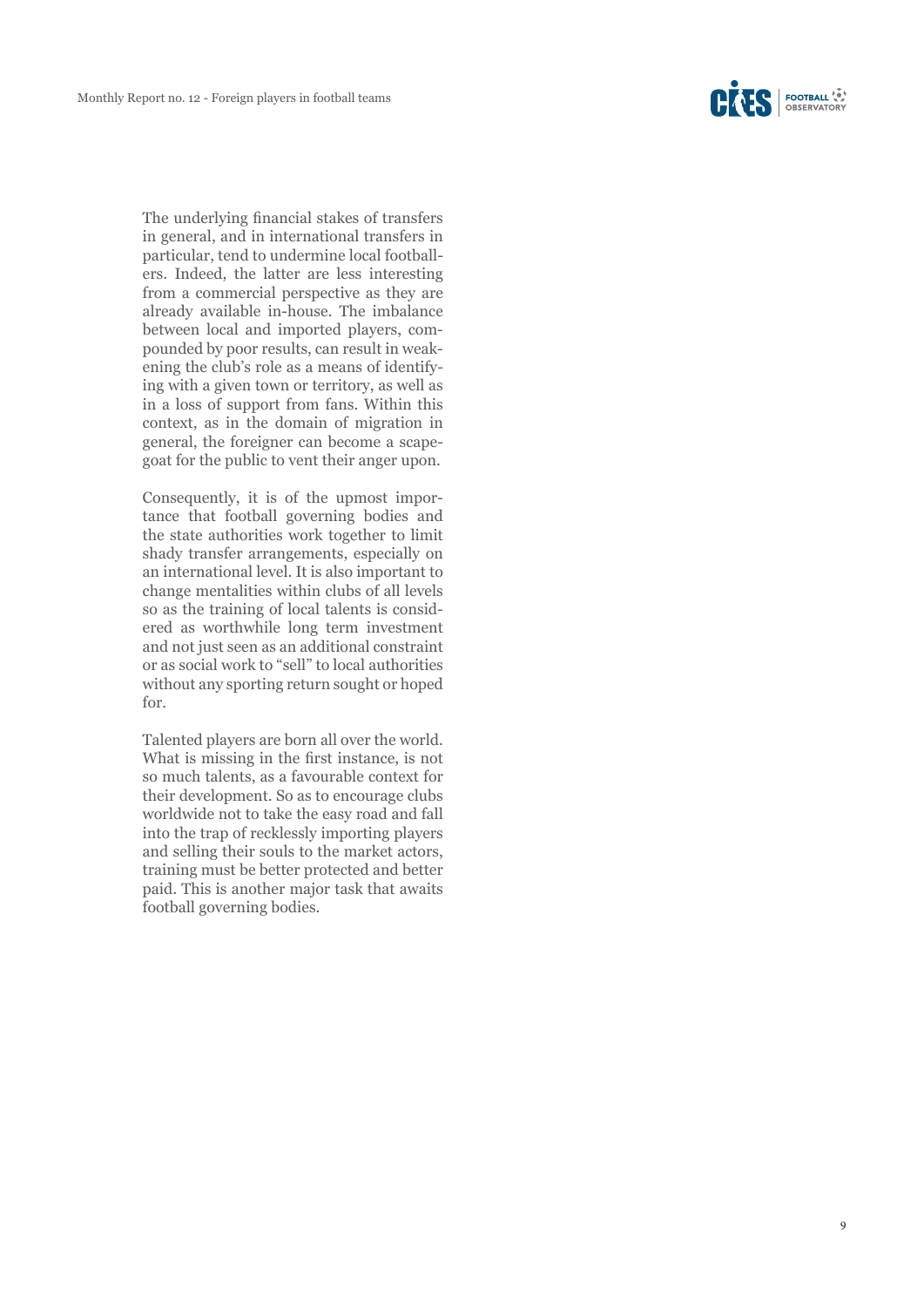The underlying financial stakes of transfers in general, and in international transfers in particular, tend to undermine local footballers. Indeed, the latter are less interesting from a commercial perspective as they are already available in-house. The imbalance between local and imported players, compounded by poor results, can result in weakening the club's role as a means of identifying with a given town or territory, as well as in a loss of support from fans. Within this context, as in the domain of migration in general, the foreigner can become a scapegoat for the public to vent their anger upon.

Consequently, it is of the upmost importance that football governing bodies and the state authorities work together to limit shady transfer arrangements, especially on an international level. It is also important to change mentalities within clubs of all levels so as the training of local talents is considered as worthwhile long term investment and not just seen as an additional constraint or as social work to "sell" to local authorities without any sporting return sought or hoped for.

Talented players are born all over the world. What is missing in the first instance, is not so much talents, as a favourable context for their development. So as to encourage clubs worldwide not to take the easy road and fall into the trap of recklessly importing players and selling their souls to the market actors, training must be better protected and better paid. This is another major task that awaits football governing bodies.